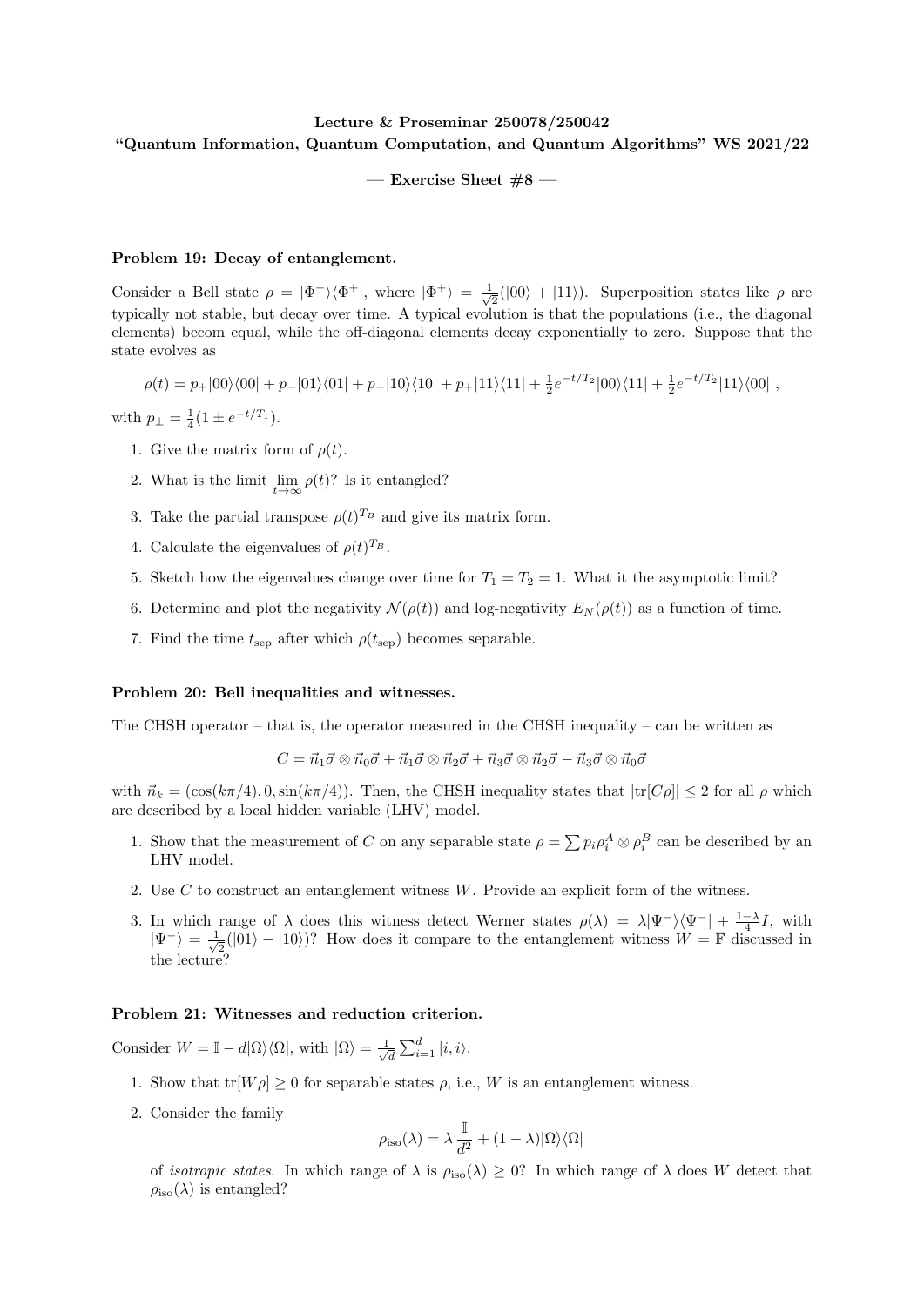**Lecture & Proseminar 250078/250042**
**"Quantum Information, Quantum Computation, and Quantum Algorithms" WS 2021/22**

**— Exercise Sheet #8 —**

### Problem 19: Decay of entanglement.

Consider a Bell state $\rho = |\Phi^+\rangle\langle\Phi^+|$, where $|\Phi^+\rangle = \frac{1}{\sqrt{2}}(|00\rangle + |11\rangle)$. Superposition states like $\rho$ are typically not stable, but decay over time. A typical evolution is that the populations (i.e., the diagonal elements) becom equal, while the off-diagonal elements decay exponentially to zero. Suppose that the state evolves as

$$\rho(t) = p_+|00\rangle\langle 00| + p_-|01\rangle\langle 01| + p_-|10\rangle\langle 10| + p_+|11\rangle\langle 11| + \tfrac{1}{2}e^{-t/T_2}|00\rangle\langle 11| + \tfrac{1}{2}e^{-t/T_2}|11\rangle\langle 00| \ ,$$

with $p_\pm = \frac{1}{4}(1 \pm e^{-t/T_1})$.

1. Give the matrix form of $\rho(t)$.
2. What is the limit $\lim_{t\to\infty} \rho(t)$? Is it entangled?
3. Take the partial transpose $\rho(t)^{T_B}$ and give its matrix form.
4. Calculate the eigenvalues of $\rho(t)^{T_B}$.
5. Sketch how the eigenvalues change over time for $T_1 = T_2 = 1$. What it the asymptotic limit?
6. Determine and plot the negativity $\mathcal{N}(\rho(t))$ and log-negativity $E_N(\rho(t))$ as a function of time.
7. Find the time $t_{\text{sep}}$ after which $\rho(t_{\text{sep}})$ becomes separable.

### Problem 20: Bell inequalities and witnesses.

The CHSH operator – that is, the operator measured in the CHSH inequality – can be written as

$$C = \vec{n}_1\vec{\sigma} \otimes \vec{n}_0\vec{\sigma} + \vec{n}_1\vec{\sigma} \otimes \vec{n}_2\vec{\sigma} + \vec{n}_3\vec{\sigma} \otimes \vec{n}_2\vec{\sigma} - \vec{n}_3\vec{\sigma} \otimes \vec{n}_0\vec{\sigma}$$

with $\vec{n}_k = (\cos(k\pi/4), 0, \sin(k\pi/4))$. Then, the CHSH inequality states that $|\mathrm{tr}[C\rho]| \leq 2$ for all $\rho$ which are described by a local hidden variable (LHV) model.

1. Show that the measurement of $C$ on any separable state $\rho = \sum p_i \rho_i^A \otimes \rho_i^B$ can be described by an LHV model.
2. Use $C$ to construct an entanglement witness $W$. Provide an explicit form of the witness.
3. In which range of $\lambda$ does this witness detect Werner states $\rho(\lambda) = \lambda|\Psi^-\rangle\langle\Psi^-| + \frac{1-\lambda}{4}I$, with $|\Psi^-\rangle = \frac{1}{\sqrt{2}}(|01\rangle - |10\rangle)$? How does it compare to the entanglement witness $W = \mathbb{F}$ discussed in the lecture?

### Problem 21: Witnesses and reduction criterion.

Consider $W = \mathbb{I} - d|\Omega\rangle\langle\Omega|$, with $|\Omega\rangle = \frac{1}{\sqrt{d}}\sum_{i=1}^{d} |i, i\rangle$.

1. Show that $\mathrm{tr}[W\rho] \geq 0$ for separable states $\rho$, i.e., $W$ is an entanglement witness.
2. Consider the family

$$\rho_{\text{iso}}(\lambda) = \lambda\frac{\mathbb{I}}{d^2} + (1-\lambda)|\Omega\rangle\langle\Omega|$$

of *isotropic states*. In which range of $\lambda$ is $\rho_{\text{iso}}(\lambda) \geq 0$? In which range of $\lambda$ does $W$ detect that $\rho_{\text{iso}}(\lambda)$ is entangled?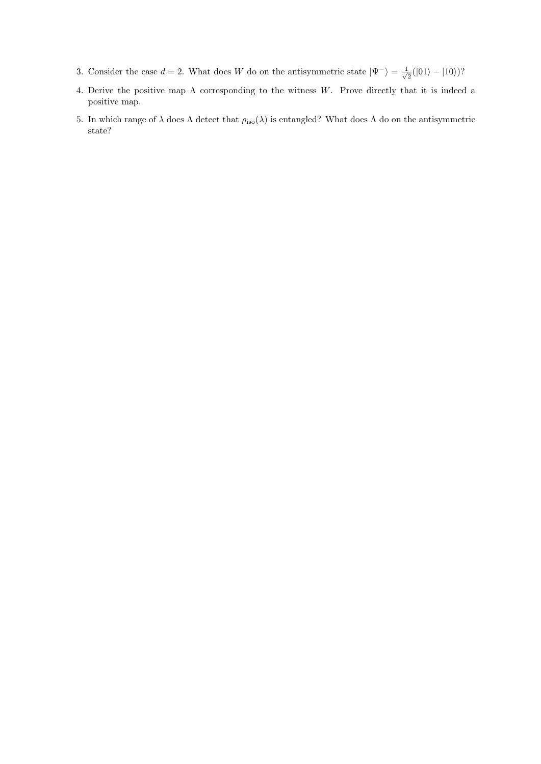3. Consider the case $d = 2$. What does $W$ do on the antisymmetric state $|\Psi^-\rangle = \frac{1}{\sqrt{2}}(|01\rangle - |10\rangle)$?

4. Derive the positive map $\Lambda$ corresponding to the witness $W$. Prove directly that it is indeed a positive map.

5. In which range of $\lambda$ does $\Lambda$ detect that $\rho_{\text{iso}}(\lambda)$ is entangled? What does $\Lambda$ do on the antisymmetric state?